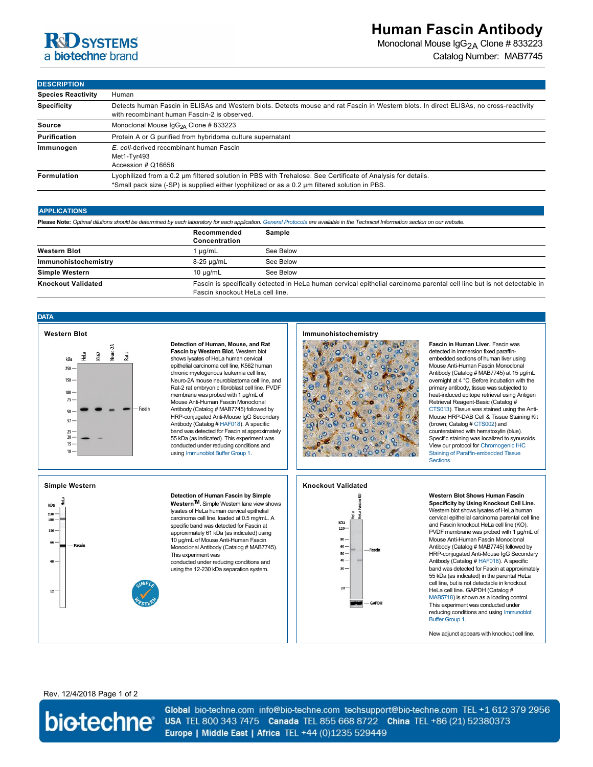# Human Fascin Antibody

Monoclonal Mouse $IgG_{2A}$ Clone # 833223

Catalog Number: MAB7745

## DESCRIPTION

| | |
|---|---|
| **Species Reactivity** | Human |
| **Specificity** | Detects human Fascin in ELISAs and Western blots. Detects mouse and rat Fascin in Western blots. In direct ELISAs, no cross-reactivity with recombinant human Fascin-2 is observed. |
| **Source** | Monoclonal Mouse $IgG_{2A}$ Clone # 833223 |
| **Purification** | Protein A or G purified from hybridoma culture supernatant |
| **Immunogen** | *E. coli*-derived recombinant human Fascin<br>Met1-Tyr493<br>Accession # Q16658 |
| **Formulation** | Lyophilized from a 0.2 μm filtered solution in PBS with Trehalose. See Certificate of Analysis for details.<br>*Small pack size (-SP) is supplied either lyophilized or as a 0.2 μm filtered solution in PBS. |

## APPLICATIONS

**Please Note:** *Optimal dilutions should be determined by each laboratory for each application. General Protocols are available in the Technical Information section on our website.*

| | Recommended Concentration | Sample |
|---|---|---|
| **Western Blot** | 1 µg/mL | See Below |
| **Immunohistochemistry** | 8-25 µg/mL | See Below |
| **Simple Western** | 10 µg/mL | See Below |
| **Knockout Validated** | Fascin is specifically detected in HeLa human cervical epithelial carcinoma parental cell line but is not detectable in Fascin knockout HeLa cell line. | |

## DATA

### Western Blot

**Detection of Human, Mouse, and Rat Fascin by Western Blot.** Western blot shows lysates of HeLa human cervical epithelial carcinoma cell line, K562 human chronic myelogenous leukemia cell line, Neuro-2A mouse neuroblastoma cell line, and Rat-2 rat embryonic fibroblast cell line. PVDF membrane was probed with 1 µg/mL of Mouse Anti-Human Fascin Monoclonal Antibody (Catalog # MAB7745) followed by HRP-conjugated Anti-Mouse IgG Secondary Antibody (Catalog # HAF018). A specific band was detected for Fascin at approximately 55 kDa (as indicated). This experiment was conducted under reducing conditions and using Immunoblot Buffer Group 1.

### Immunohistochemistry

**Fascin in Human Liver.** Fascin was detected in immersion fixed paraffin-embedded sections of human liver using Mouse Anti-Human Fascin Monoclonal Antibody (Catalog # MAB7745) at 15 µg/mL overnight at 4 °C. Before incubation with the primary antibody, tissue was subjected to heat-induced epitope retrieval using Antigen Retrieval Reagent-Basic (Catalog # CTS013). Tissue was stained using the Anti-Mouse HRP-DAB Cell & Tissue Staining Kit (brown; Catalog # CTS002) and counterstained with hematoxylin (blue). Specific staining was localized to synusoids. View our protocol for Chromogenic IHC Staining of Paraffin-embedded Tissue Sections.

### Simple Western

**Detection of Human Fascin by Simple Western™.** Simple Western lane view shows lysates of HeLa human cervical epithelial carcinoma cell line, loaded at 0.5 mg/mL. A specific band was detected for Fascin at approximately 61 kDa (as indicated) using 10 µg/mL of Mouse Anti-Human Fascin Monoclonal Antibody (Catalog # MAB7745). This experiment was conducted under reducing conditions and using the 12-230 kDa separation system.

### Knockout Validated

**Western Blot Shows Human Fascin Specificity by Using Knockout Cell Line.** Western blot shows lysates of HeLa human cervical epithelial carcinoma parental cell line and Fascin knockout HeLa cell line (KO). PVDF membrane was probed with 1 µg/mL of Mouse Anti-Human Fascin Monoclonal Antibody (Catalog # MAB7745) followed by HRP-conjugated Anti-Mouse IgG Secondary Antibody (Catalog # HAF018). A specific band was detected for Fascin at approximately 55 kDa (as indicated) in the parental HeLa cell line, but is not detectable in knockout HeLa cell line. GAPDH (Catalog # MAB5718) is shown as a loading control. This experiment was conducted under reducing conditions and using Immunoblot Buffer Group 1.

New adjunct appears with knockout cell line.

Rev. 12/4/2018 Page 1 of 2

**Global** bio-techne.com info@bio-techne.com techsupport@bio-techne.com TEL +1 612 379 2956
**USA** TEL 800 343 7475 **Canada** TEL 855 668 8722 **China** TEL +86 (21) 52380373
**Europe | Middle East | Africa** TEL +44 (0)1235 529449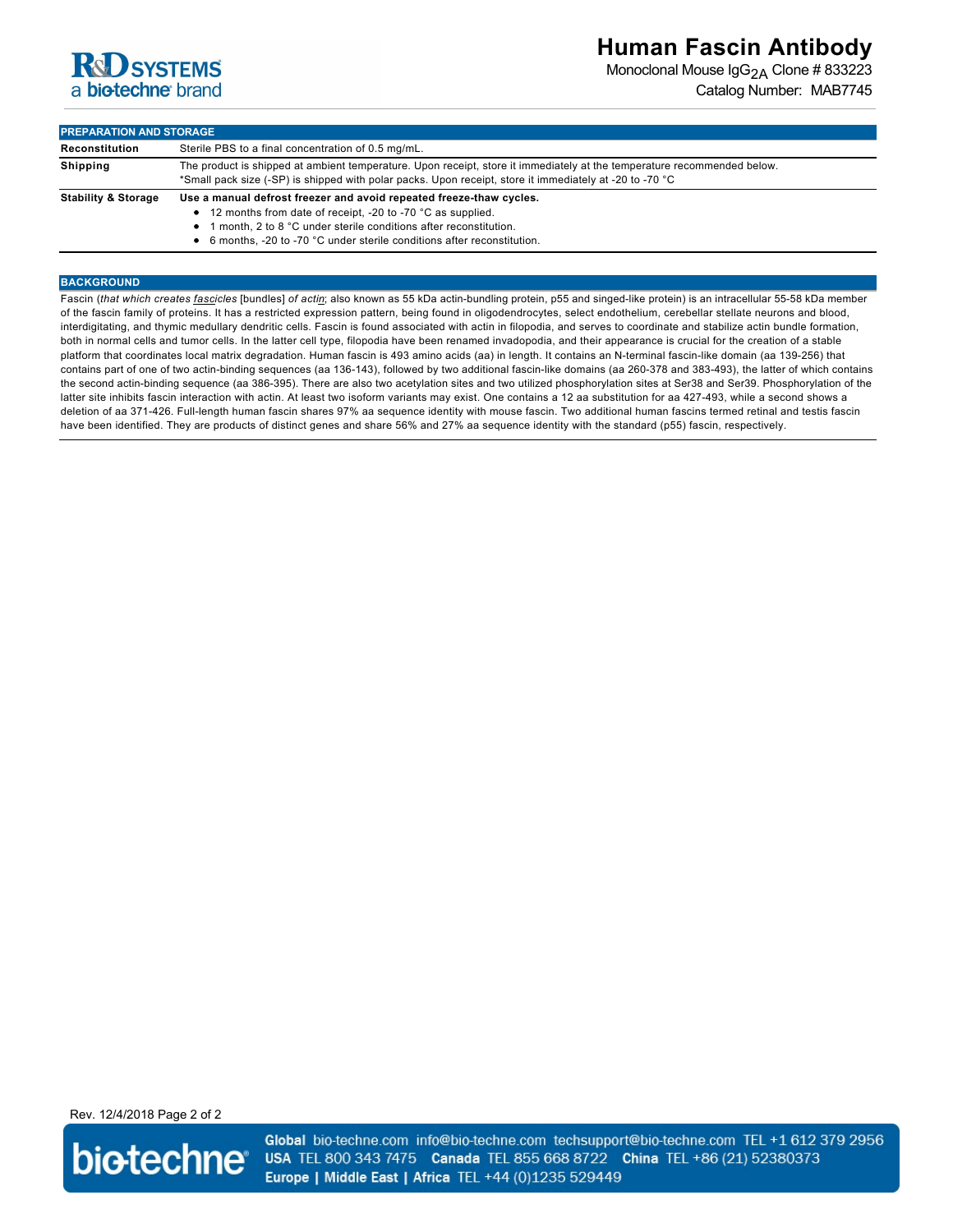# Human Fascin Antibody

Monoclonal Mouse $IgG_{2A}$ Clone # 833223

Catalog Number: MAB7745

## PREPARATION AND STORAGE

| | |
|---|---|
| **Reconstitution** | Sterile PBS to a final concentration of 0.5 mg/mL. |
| **Shipping** | The product is shipped at ambient temperature. Upon receipt, store it immediately at the temperature recommended below. *Small pack size (-SP) is shipped with polar packs. Upon receipt, store it immediately at -20 to -70 °C |
| **Stability & Storage** | **Use a manual defrost freezer and avoid repeated freeze-thaw cycles.** • 12 months from date of receipt, -20 to -70 °C as supplied. • 1 month, 2 to 8 °C under sterile conditions after reconstitution. • 6 months, -20 to -70 °C under sterile conditions after reconstitution. |

## BACKGROUND

Fascin (*that which creates fascicles* [bundles] *of actin*; also known as 55 kDa actin-bundling protein, p55 and singed-like protein) is an intracellular 55-58 kDa member of the fascin family of proteins. It has a restricted expression pattern, being found in oligodendrocytes, select endothelium, cerebellar stellate neurons and blood, interdigitating, and thymic medullary dendritic cells. Fascin is found associated with actin in filopodia, and serves to coordinate and stabilize actin bundle formation, both in normal cells and tumor cells. In the latter cell type, filopodia have been renamed invadopodia, and their appearance is crucial for the creation of a stable platform that coordinates local matrix degradation. Human fascin is 493 amino acids (aa) in length. It contains an N-terminal fascin-like domain (aa 139-256) that contains part of one of two actin-binding sequences (aa 136-143), followed by two additional fascin-like domains (aa 260-378 and 383-493), the latter of which contains the second actin-binding sequence (aa 386-395). There are also two acetylation sites and two utilized phosphorylation sites at Ser38 and Ser39. Phosphorylation of the latter site inhibits fascin interaction with actin. At least two isoform variants may exist. One contains a 12 aa substitution for aa 427-493, while a second shows a deletion of aa 371-426. Full-length human fascin shares 97% aa sequence identity with mouse fascin. Two additional human fascins termed retinal and testis fascin have been identified. They are products of distinct genes and share 56% and 27% aa sequence identity with the standard (p55) fascin, respectively.